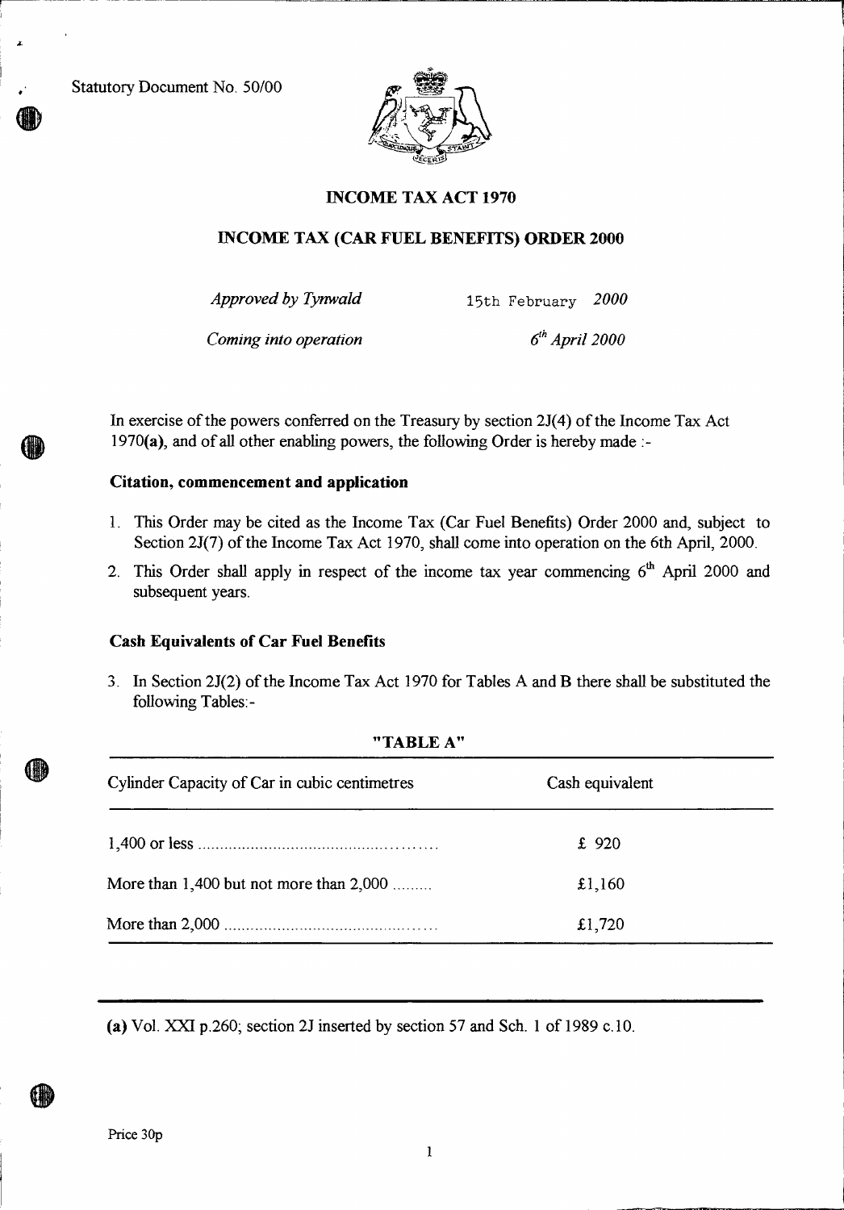Statutory Document No. 50/00

# INCOME TAX ACT 1970

## INCOME TAX (CAR FUEL BENEFITS) ORDER 2000

*Approved by Tynwald* 15th February *2000*

*Coming into operation* *6th April 2000*

In exercise of the powers conferred on the Treasury by section 2J(4) of the Income Tax Act 1970**(a)**, and of all other enabling powers, the following Order is hereby made :-

### Citation, commencement and application

1. This Order may be cited as the Income Tax (Car Fuel Benefits) Order 2000 and, subject to Section 2J(7) of the Income Tax Act 1970, shall come into operation on the 6th April, 2000.
2. This Order shall apply in respect of the income tax year commencing 6th April 2000 and subsequent years.

### Cash Equivalents of Car Fuel Benefits

3. In Section 2J(2) of the Income Tax Act 1970 for Tables A and B there shall be substituted the following Tables:-

**"TABLE A"**

| Cylinder Capacity of Car in cubic centimetres | Cash equivalent |
|---|---|
| 1,400 or less | £ 920 |
| More than 1,400 but not more than 2,000 | £1,160 |
| More than 2,000 | £1,720 |

**(a)** Vol. XXI p.260; section 2J inserted by section 57 and Sch. 1 of 1989 c.10.

Price 30p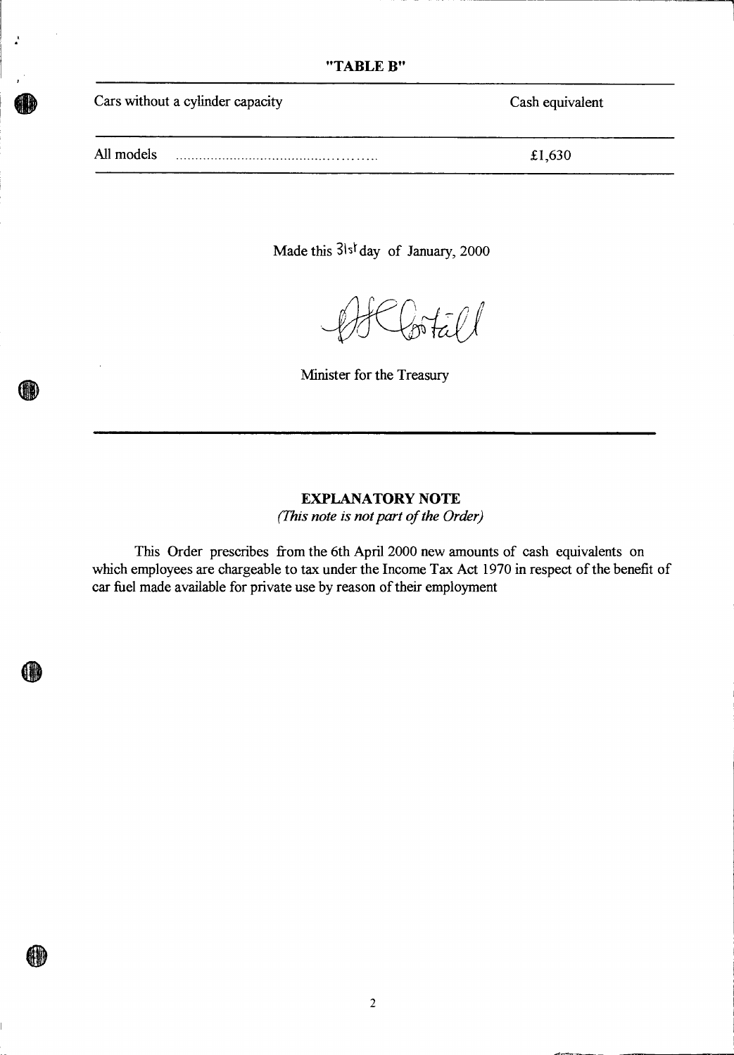"TABLE B"

| Cars without a cylinder capacity | Cash equivalent |
| --- | --- |
| All models ........................................... | £1,630 |

Made this 31st day of January, 2000

Minister for the Treasury

---

**EXPLANATORY NOTE**

*(This note is not part of the Order)*

This Order prescribes from the 6th April 2000 new amounts of cash equivalents on which employees are chargeable to tax under the Income Tax Act 1970 in respect of the benefit of car fuel made available for private use by reason of their employment